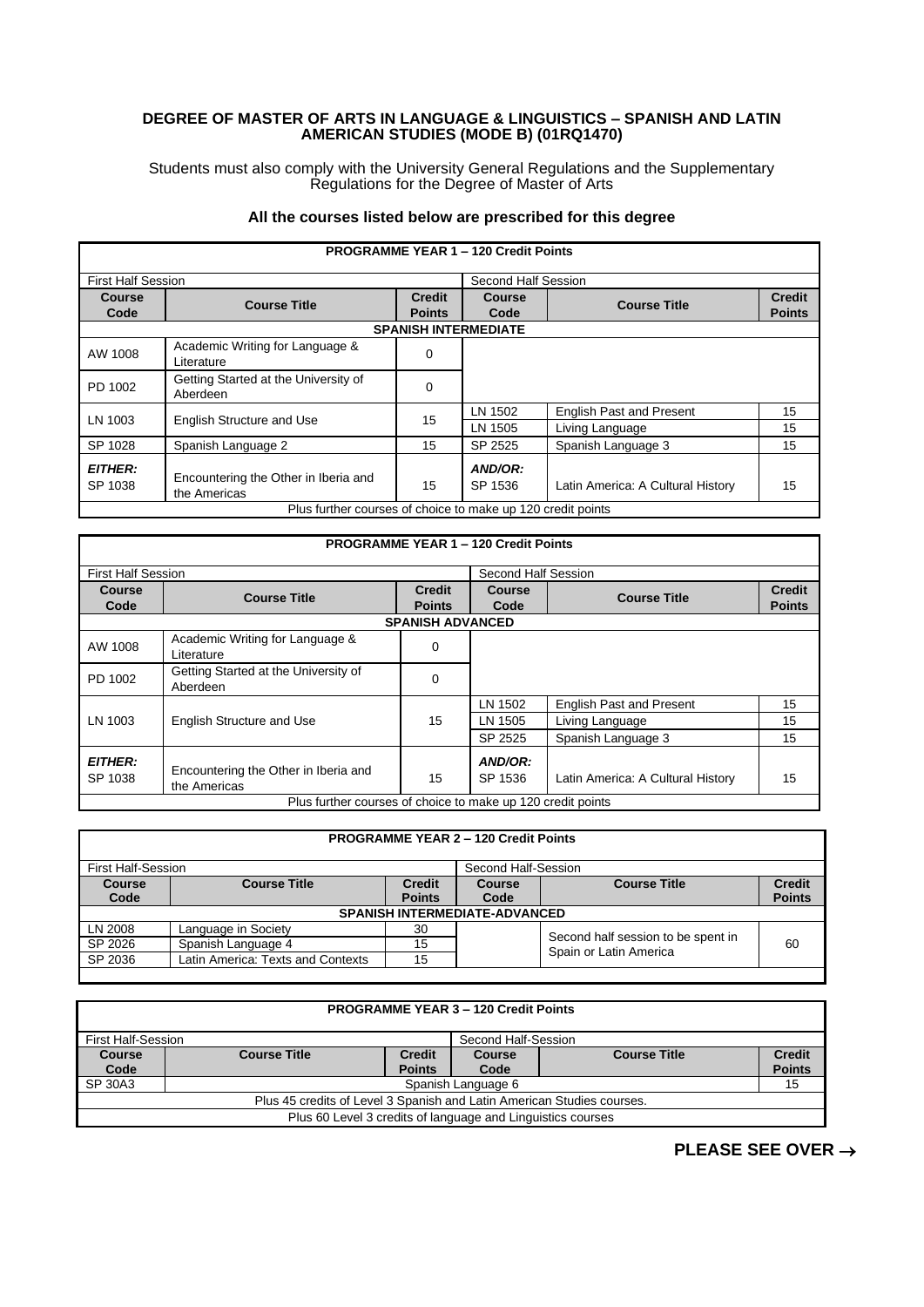# DEGREE OF MASTER OF ARTS IN LANGUAGE & LINGUISTICS – SPANISH AND LATIN AMERICAN STUDIES (MODE B) (01RQ1470)

Students must also comply with the University General Regulations and the Supplementary Regulations for the Degree of Master of Arts

**All the courses listed below are prescribed for this degree**

| **PROGRAMME YEAR 1 – 120 Credit Points** | | | | | |
|---|---|---|---|---|---|
| First Half Session | | | Second Half Session | | |
| **Course Code** | **Course Title** | **Credit Points** | **Course Code** | **Course Title** | **Credit Points** |
| **SPANISH INTERMEDIATE** | | | | | |
| AW 1008 | Academic Writing for Language & Literature | 0 | | | |
| PD 1002 | Getting Started at the University of Aberdeen | 0 | | | |
| LN 1003 | English Structure and Use | 15 | LN 1502 | English Past and Present | 15 |
| | | | LN 1505 | Living Language | 15 |
| SP 1028 | Spanish Language 2 | 15 | SP 2525 | Spanish Language 3 | 15 |
| ***EITHER:*** SP 1038 | Encountering the Other in Iberia and the Americas | 15 | ***AND/OR:*** SP 1536 | Latin America: A Cultural History | 15 |
| Plus further courses of choice to make up 120 credit points | | | | | |

| **PROGRAMME YEAR 1 – 120 Credit Points** | | | | | |
|---|---|---|---|---|---|
| First Half Session | | | Second Half Session | | |
| **Course Code** | **Course Title** | **Credit Points** | **Course Code** | **Course Title** | **Credit Points** |
| **SPANISH ADVANCED** | | | | | |
| AW 1008 | Academic Writing for Language & Literature | 0 | | | |
| PD 1002 | Getting Started at the University of Aberdeen | 0 | | | |
| LN 1003 | English Structure and Use | 15 | LN 1502 | English Past and Present | 15 |
| | | | LN 1505 | Living Language | 15 |
| | | | SP 2525 | Spanish Language 3 | 15 |
| ***EITHER:*** SP 1038 | Encountering the Other in Iberia and the Americas | 15 | ***AND/OR:*** SP 1536 | Latin America: A Cultural History | 15 |
| Plus further courses of choice to make up 120 credit points | | | | | |

| **PROGRAMME YEAR 2 – 120 Credit Points** | | | | | |
|---|---|---|---|---|---|
| First Half-Session | | | Second Half-Session | | |
| **Course Code** | **Course Title** | **Credit Points** | **Course Code** | **Course Title** | **Credit Points** |
| **SPANISH INTERMEDIATE-ADVANCED** | | | | | |
| LN 2008 | Language in Society | 30 | | Second half session to be spent in Spain or Latin America | 60 |
| SP 2026 | Spanish Language 4 | 15 | | | |
| SP 2036 | Latin America: Texts and Contexts | 15 | | | |

| **PROGRAMME YEAR 3 – 120 Credit Points** | | | | | |
|---|---|---|---|---|---|
| First Half-Session | | | Second Half-Session | | |
| **Course Code** | **Course Title** | **Credit Points** | **Course Code** | **Course Title** | **Credit Points** |
| SP 30A3 | Spanish Language 6 | | | | 15 |
| Plus 45 credits of Level 3 Spanish and Latin American Studies courses. | | | | | |
| Plus 60 Level 3 credits of language and Linguistics courses | | | | | |

**PLEASE SEE OVER →**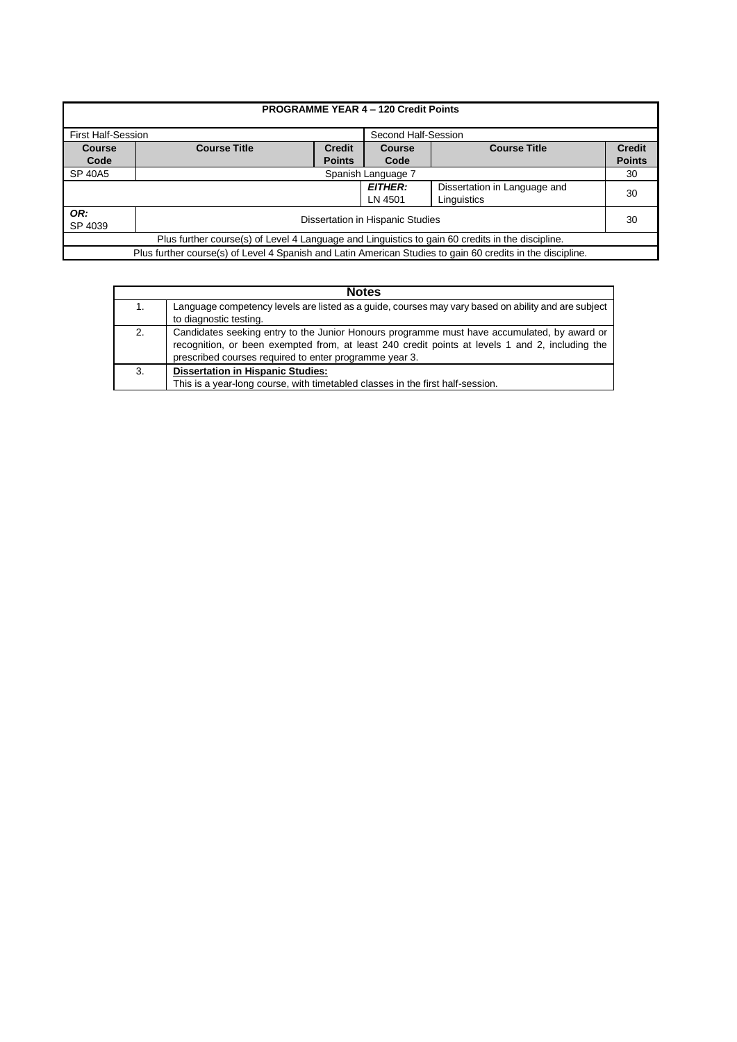| PROGRAMME YEAR 4 – 120 Credit Points | | | | | |
|---|---|---|---|---|---|
| First Half-Session | | | Second Half-Session | | |
| **Course Code** | **Course Title** | **Credit Points** | **Course Code** | **Course Title** | **Credit Points** |
| SP 40A5 | Spanish Language 7 | | | | 30 |
| | | | ***EITHER:*** LN 4501 | Dissertation in Language and Linguistics | 30 |
| ***OR:*** SP 4039 | Dissertation in Hispanic Studies | | | | 30 |
| Plus further course(s) of Level 4 Language and Linguistics to gain 60 credits in the discipline. | | | | | |
| Plus further course(s) of Level 4 Spanish and Latin American Studies to gain 60 credits in the discipline. | | | | | |

| Notes | |
|---|---|
| 1. | Language competency levels are listed as a guide, courses may vary based on ability and are subject to diagnostic testing. |
| 2. | Candidates seeking entry to the Junior Honours programme must have accumulated, by award or recognition, or been exempted from, at least 240 credit points at levels 1 and 2, including the prescribed courses required to enter programme year 3. |
| 3. | **Dissertation in Hispanic Studies:** This is a year-long course, with timetabled classes in the first half-session. |